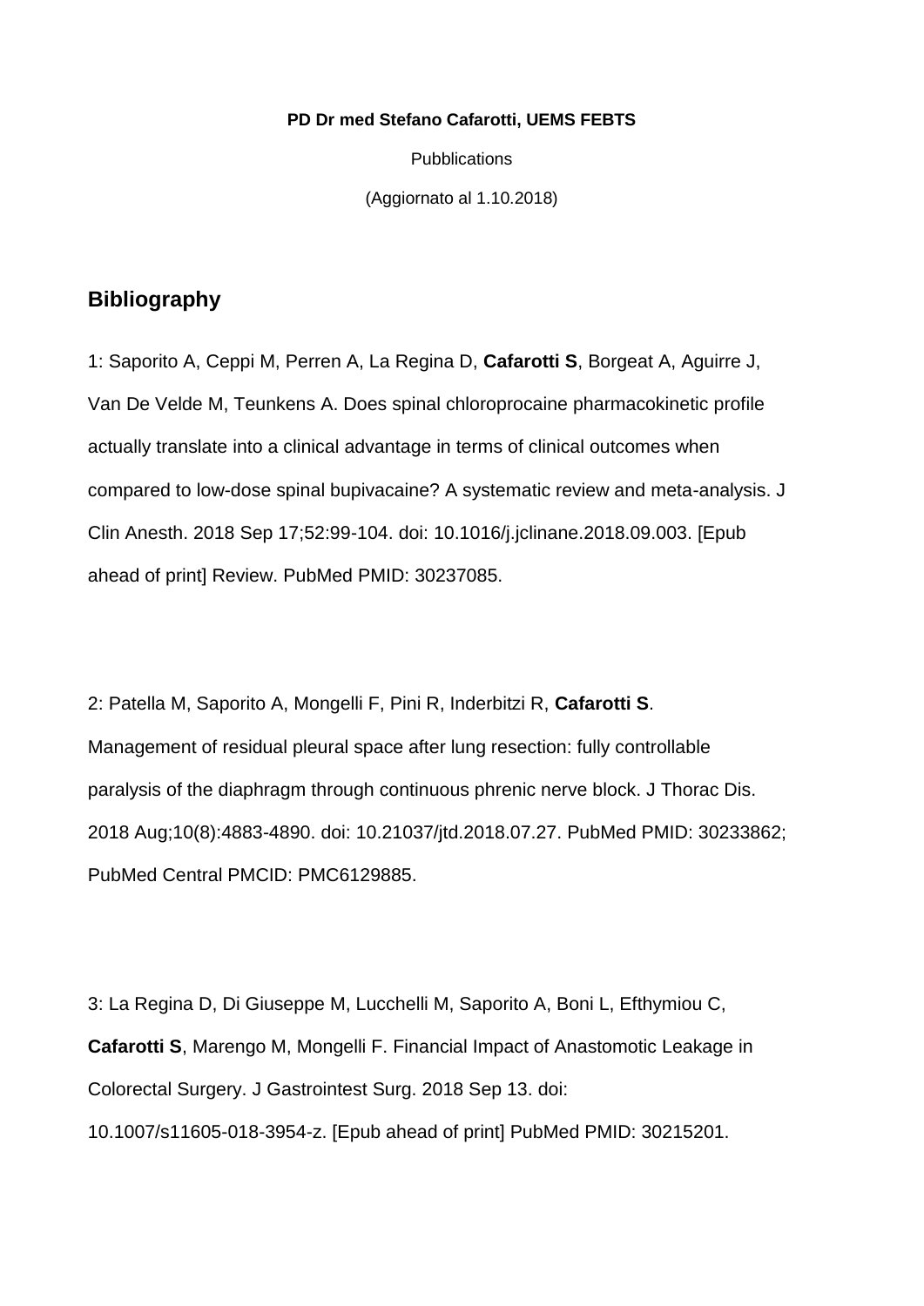**PD Dr med Stefano Cafarotti, UEMS FEBTS**

Pubblications

(Aggiornato al 1.10.2018)

## Bibliography

1: Saporito A, Ceppi M, Perren A, La Regina D, **Cafarotti S**, Borgeat A, Aguirre J, Van De Velde M, Teunkens A. Does spinal chloroprocaine pharmacokinetic profile actually translate into a clinical advantage in terms of clinical outcomes when compared to low-dose spinal bupivacaine? A systematic review and meta-analysis. J Clin Anesth. 2018 Sep 17;52:99-104. doi: 10.1016/j.jclinane.2018.09.003. [Epub ahead of print] Review. PubMed PMID: 30237085.

2: Patella M, Saporito A, Mongelli F, Pini R, Inderbitzi R, **Cafarotti S**. Management of residual pleural space after lung resection: fully controllable paralysis of the diaphragm through continuous phrenic nerve block. J Thorac Dis. 2018 Aug;10(8):4883-4890. doi: 10.21037/jtd.2018.07.27. PubMed PMID: 30233862; PubMed Central PMCID: PMC6129885.

3: La Regina D, Di Giuseppe M, Lucchelli M, Saporito A, Boni L, Efthymiou C, **Cafarotti S**, Marengo M, Mongelli F. Financial Impact of Anastomotic Leakage in Colorectal Surgery. J Gastrointest Surg. 2018 Sep 13. doi: 10.1007/s11605-018-3954-z. [Epub ahead of print] PubMed PMID: 30215201.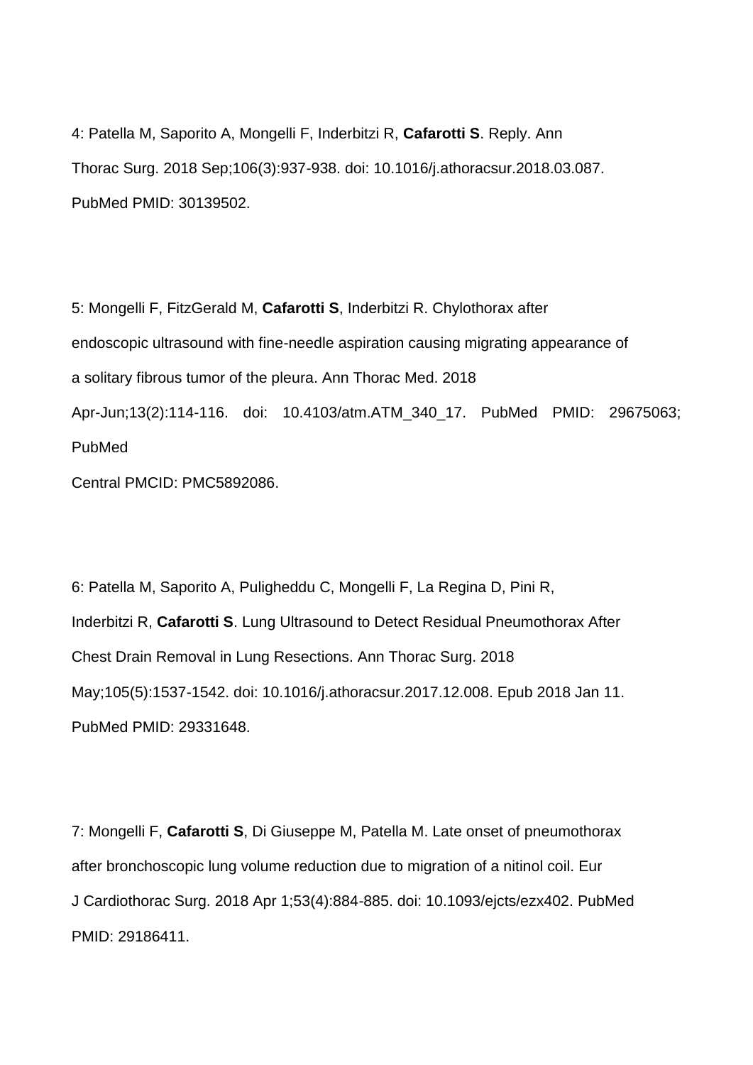4: Patella M, Saporito A, Mongelli F, Inderbitzi R, **Cafarotti S**. Reply. Ann Thorac Surg. 2018 Sep;106(3):937-938. doi: 10.1016/j.athoracsur.2018.03.087. PubMed PMID: 30139502.

5: Mongelli F, FitzGerald M, **Cafarotti S**, Inderbitzi R. Chylothorax after endoscopic ultrasound with fine-needle aspiration causing migrating appearance of a solitary fibrous tumor of the pleura. Ann Thorac Med. 2018 Apr-Jun;13(2):114-116. doi: 10.4103/atm.ATM_340_17. PubMed PMID: 29675063; PubMed Central PMCID: PMC5892086.

6: Patella M, Saporito A, Puligheddu C, Mongelli F, La Regina D, Pini R, Inderbitzi R, **Cafarotti S**. Lung Ultrasound to Detect Residual Pneumothorax After Chest Drain Removal in Lung Resections. Ann Thorac Surg. 2018 May;105(5):1537-1542. doi: 10.1016/j.athoracsur.2017.12.008. Epub 2018 Jan 11. PubMed PMID: 29331648.

7: Mongelli F, **Cafarotti S**, Di Giuseppe M, Patella M. Late onset of pneumothorax after bronchoscopic lung volume reduction due to migration of a nitinol coil. Eur J Cardiothorac Surg. 2018 Apr 1;53(4):884-885. doi: 10.1093/ejcts/ezx402. PubMed PMID: 29186411.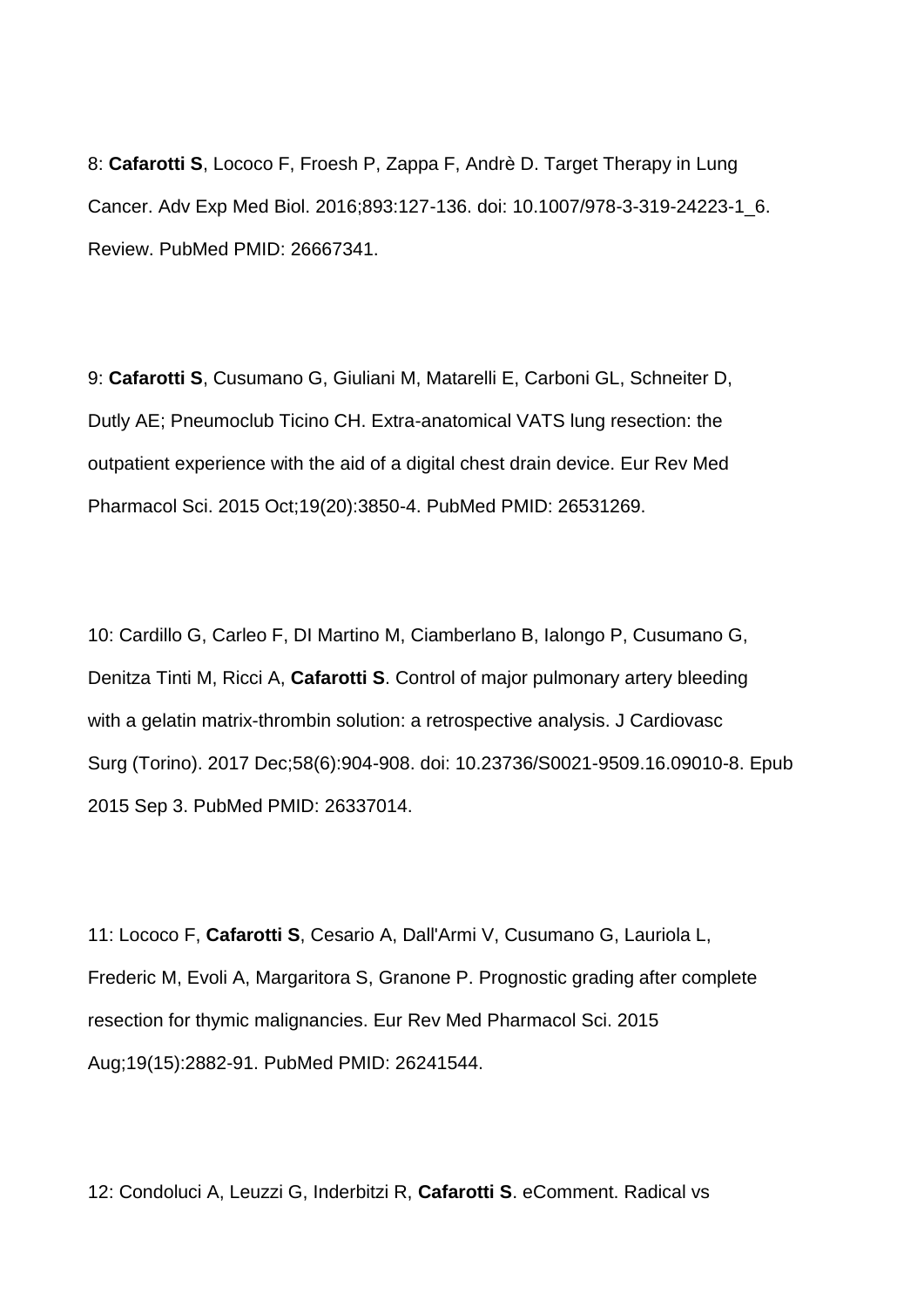8: **Cafarotti S**, Lococo F, Froesh P, Zappa F, Andrè D. Target Therapy in Lung Cancer. Adv Exp Med Biol. 2016;893:127-136. doi: 10.1007/978-3-319-24223-1_6. Review. PubMed PMID: 26667341.

9: **Cafarotti S**, Cusumano G, Giuliani M, Matarelli E, Carboni GL, Schneiter D, Dutly AE; Pneumoclub Ticino CH. Extra-anatomical VATS lung resection: the outpatient experience with the aid of a digital chest drain device. Eur Rev Med Pharmacol Sci. 2015 Oct;19(20):3850-4. PubMed PMID: 26531269.

10: Cardillo G, Carleo F, DI Martino M, Ciamberlano B, Ialongo P, Cusumano G, Denitza Tinti M, Ricci A, **Cafarotti S**. Control of major pulmonary artery bleeding with a gelatin matrix-thrombin solution: a retrospective analysis. J Cardiovasc Surg (Torino). 2017 Dec;58(6):904-908. doi: 10.23736/S0021-9509.16.09010-8. Epub 2015 Sep 3. PubMed PMID: 26337014.

11: Lococo F, **Cafarotti S**, Cesario A, Dall'Armi V, Cusumano G, Lauriola L, Frederic M, Evoli A, Margaritora S, Granone P. Prognostic grading after complete resection for thymic malignancies. Eur Rev Med Pharmacol Sci. 2015 Aug;19(15):2882-91. PubMed PMID: 26241544.

12: Condoluci A, Leuzzi G, Inderbitzi R, **Cafarotti S**. eComment. Radical vs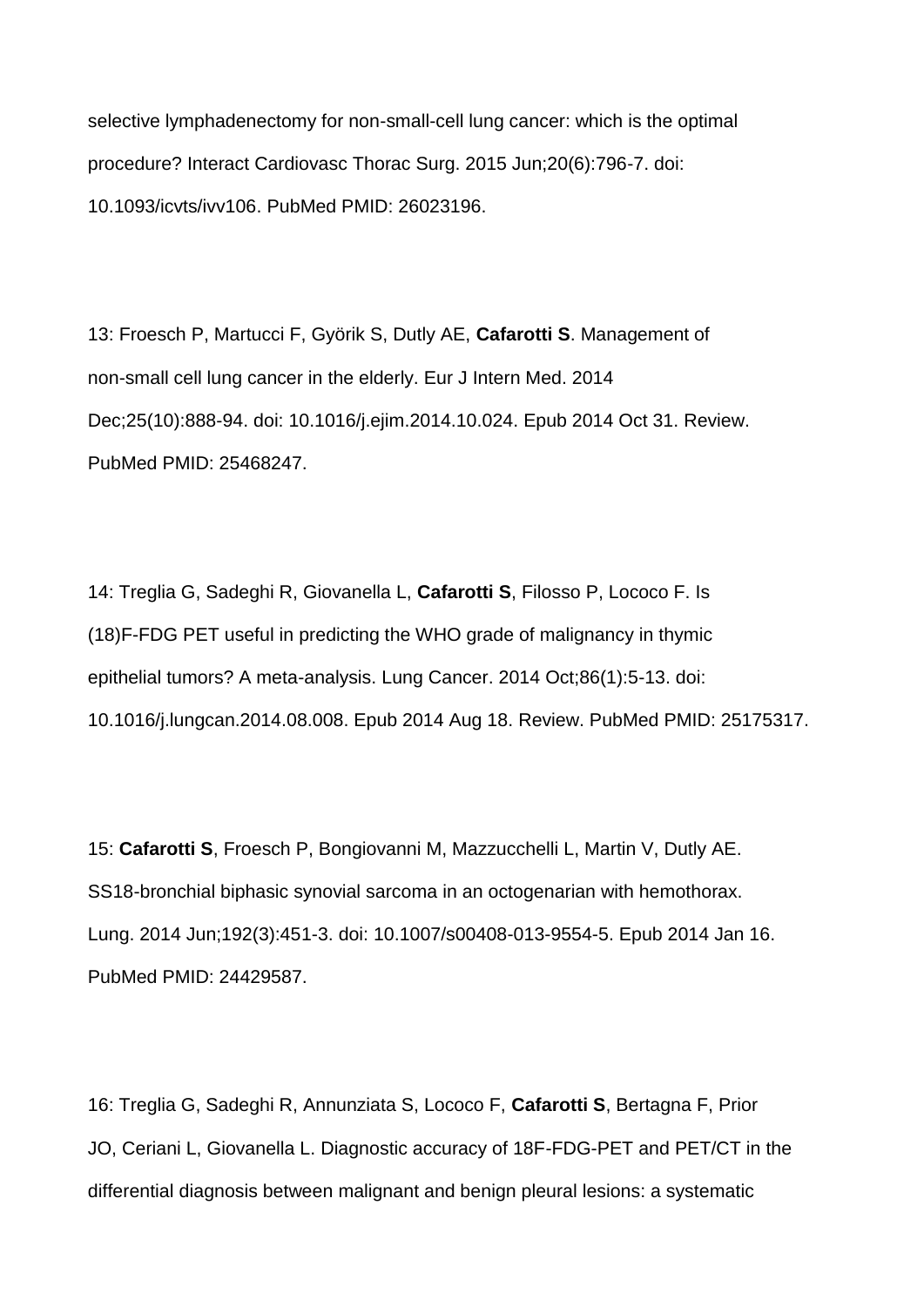selective lymphadenectomy for non-small-cell lung cancer: which is the optimal procedure? Interact Cardiovasc Thorac Surg. 2015 Jun;20(6):796-7. doi: 10.1093/icvts/ivv106. PubMed PMID: 26023196.

13: Froesch P, Martucci F, Györik S, Dutly AE, **Cafarotti S**. Management of non-small cell lung cancer in the elderly. Eur J Intern Med. 2014 Dec;25(10):888-94. doi: 10.1016/j.ejim.2014.10.024. Epub 2014 Oct 31. Review. PubMed PMID: 25468247.

14: Treglia G, Sadeghi R, Giovanella L, **Cafarotti S**, Filosso P, Lococo F. Is (18)F-FDG PET useful in predicting the WHO grade of malignancy in thymic epithelial tumors? A meta-analysis. Lung Cancer. 2014 Oct;86(1):5-13. doi: 10.1016/j.lungcan.2014.08.008. Epub 2014 Aug 18. Review. PubMed PMID: 25175317.

15: **Cafarotti S**, Froesch P, Bongiovanni M, Mazzucchelli L, Martin V, Dutly AE. SS18-bronchial biphasic synovial sarcoma in an octogenarian with hemothorax. Lung. 2014 Jun;192(3):451-3. doi: 10.1007/s00408-013-9554-5. Epub 2014 Jan 16. PubMed PMID: 24429587.

16: Treglia G, Sadeghi R, Annunziata S, Lococo F, **Cafarotti S**, Bertagna F, Prior JO, Ceriani L, Giovanella L. Diagnostic accuracy of 18F-FDG-PET and PET/CT in the differential diagnosis between malignant and benign pleural lesions: a systematic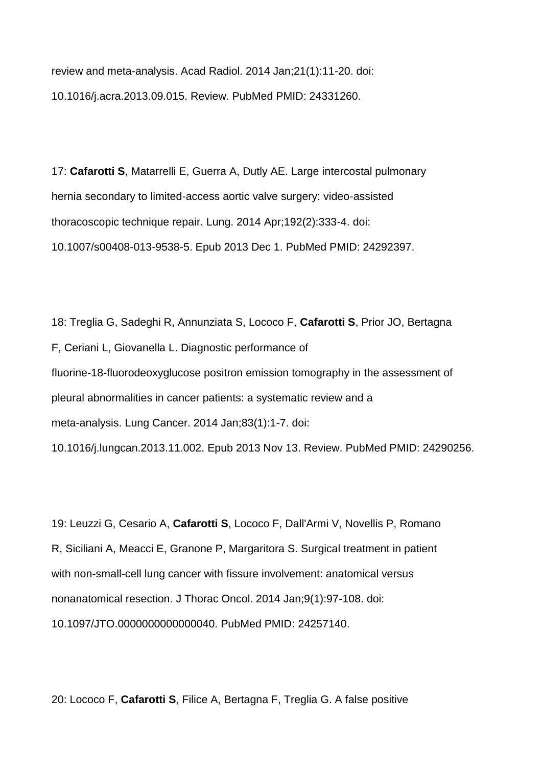review and meta-analysis. Acad Radiol. 2014 Jan;21(1):11-20. doi: 10.1016/j.acra.2013.09.015. Review. PubMed PMID: 24331260.

17: **Cafarotti S**, Matarrelli E, Guerra A, Dutly AE. Large intercostal pulmonary hernia secondary to limited-access aortic valve surgery: video-assisted thoracoscopic technique repair. Lung. 2014 Apr;192(2):333-4. doi: 10.1007/s00408-013-9538-5. Epub 2013 Dec 1. PubMed PMID: 24292397.

18: Treglia G, Sadeghi R, Annunziata S, Lococo F, **Cafarotti S**, Prior JO, Bertagna F, Ceriani L, Giovanella L. Diagnostic performance of fluorine-18-fluorodeoxyglucose positron emission tomography in the assessment of pleural abnormalities in cancer patients: a systematic review and a meta-analysis. Lung Cancer. 2014 Jan;83(1):1-7. doi: 10.1016/j.lungcan.2013.11.002. Epub 2013 Nov 13. Review. PubMed PMID: 24290256.

19: Leuzzi G, Cesario A, **Cafarotti S**, Lococo F, Dall'Armi V, Novellis P, Romano R, Siciliani A, Meacci E, Granone P, Margaritora S. Surgical treatment in patient with non-small-cell lung cancer with fissure involvement: anatomical versus nonanatomical resection. J Thorac Oncol. 2014 Jan;9(1):97-108. doi: 10.1097/JTO.0000000000000040. PubMed PMID: 24257140.

20: Lococo F, **Cafarotti S**, Filice A, Bertagna F, Treglia G. A false positive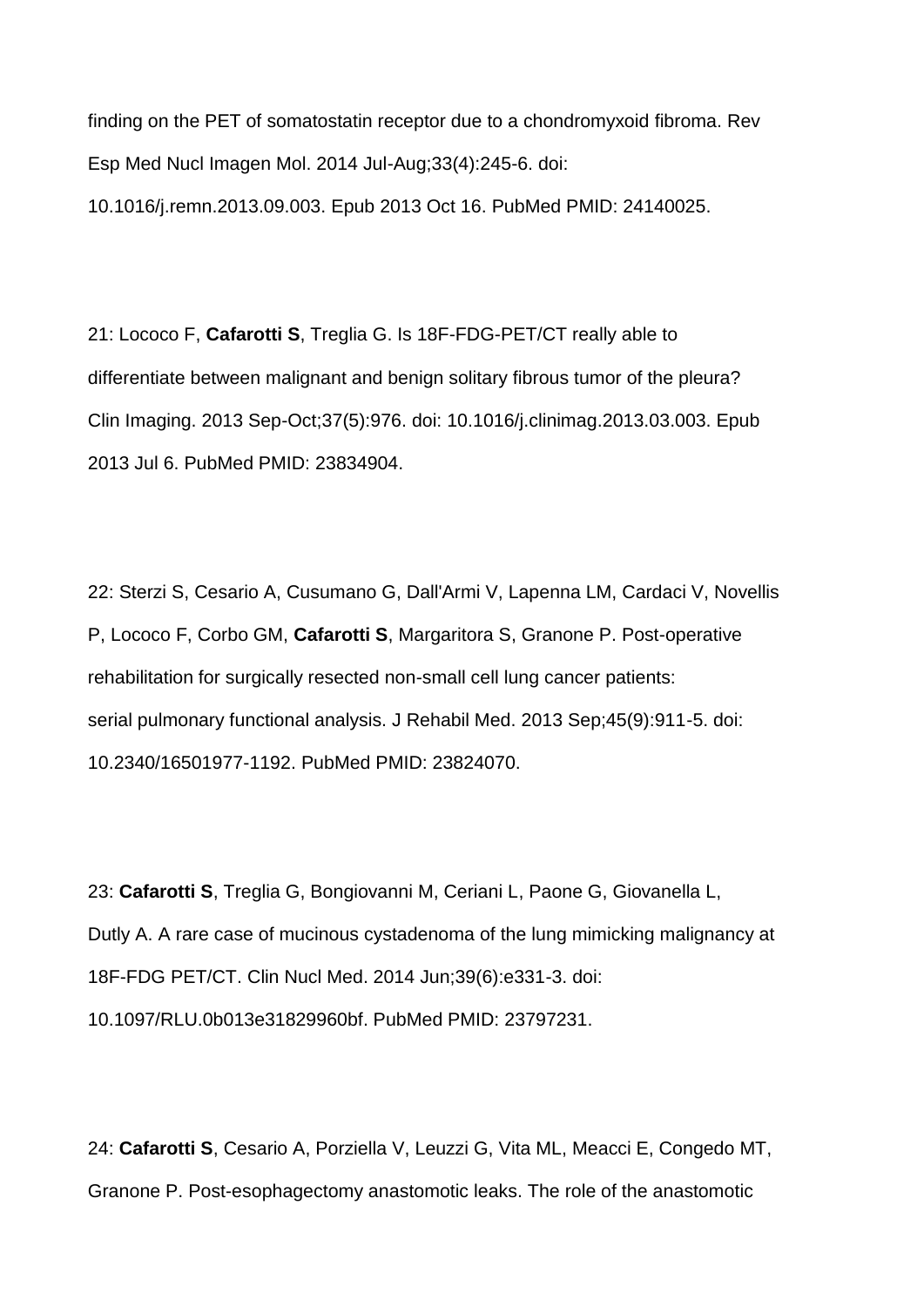finding on the PET of somatostatin receptor due to a chondromyxoid fibroma. Rev Esp Med Nucl Imagen Mol. 2014 Jul-Aug;33(4):245-6. doi: 10.1016/j.remn.2013.09.003. Epub 2013 Oct 16. PubMed PMID: 24140025.

21: Lococo F, **Cafarotti S**, Treglia G. Is 18F-FDG-PET/CT really able to differentiate between malignant and benign solitary fibrous tumor of the pleura? Clin Imaging. 2013 Sep-Oct;37(5):976. doi: 10.1016/j.clinimag.2013.03.003. Epub 2013 Jul 6. PubMed PMID: 23834904.

22: Sterzi S, Cesario A, Cusumano G, Dall'Armi V, Lapenna LM, Cardaci V, Novellis P, Lococo F, Corbo GM, **Cafarotti S**, Margaritora S, Granone P. Post-operative rehabilitation for surgically resected non-small cell lung cancer patients: serial pulmonary functional analysis. J Rehabil Med. 2013 Sep;45(9):911-5. doi: 10.2340/16501977-1192. PubMed PMID: 23824070.

23: **Cafarotti S**, Treglia G, Bongiovanni M, Ceriani L, Paone G, Giovanella L, Dutly A. A rare case of mucinous cystadenoma of the lung mimicking malignancy at 18F-FDG PET/CT. Clin Nucl Med. 2014 Jun;39(6):e331-3. doi: 10.1097/RLU.0b013e31829960bf. PubMed PMID: 23797231.

24: **Cafarotti S**, Cesario A, Porziella V, Leuzzi G, Vita ML, Meacci E, Congedo MT, Granone P. Post-esophagectomy anastomotic leaks. The role of the anastomotic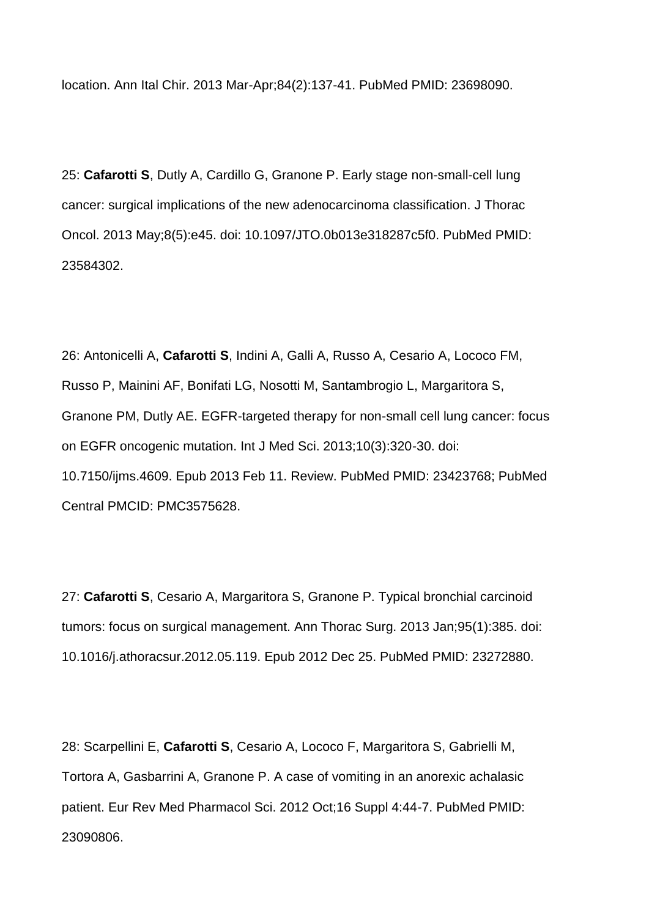location. Ann Ital Chir. 2013 Mar-Apr;84(2):137-41. PubMed PMID: 23698090.

25: **Cafarotti S**, Dutly A, Cardillo G, Granone P. Early stage non-small-cell lung cancer: surgical implications of the new adenocarcinoma classification. J Thorac Oncol. 2013 May;8(5):e45. doi: 10.1097/JTO.0b013e318287c5f0. PubMed PMID: 23584302.

26: Antonicelli A, **Cafarotti S**, Indini A, Galli A, Russo A, Cesario A, Lococo FM, Russo P, Mainini AF, Bonifati LG, Nosotti M, Santambrogio L, Margaritora S, Granone PM, Dutly AE. EGFR-targeted therapy for non-small cell lung cancer: focus on EGFR oncogenic mutation. Int J Med Sci. 2013;10(3):320-30. doi: 10.7150/ijms.4609. Epub 2013 Feb 11. Review. PubMed PMID: 23423768; PubMed Central PMCID: PMC3575628.

27: **Cafarotti S**, Cesario A, Margaritora S, Granone P. Typical bronchial carcinoid tumors: focus on surgical management. Ann Thorac Surg. 2013 Jan;95(1):385. doi: 10.1016/j.athoracsur.2012.05.119. Epub 2012 Dec 25. PubMed PMID: 23272880.

28: Scarpellini E, **Cafarotti S**, Cesario A, Lococo F, Margaritora S, Gabrielli M, Tortora A, Gasbarrini A, Granone P. A case of vomiting in an anorexic achalasic patient. Eur Rev Med Pharmacol Sci. 2012 Oct;16 Suppl 4:44-7. PubMed PMID: 23090806.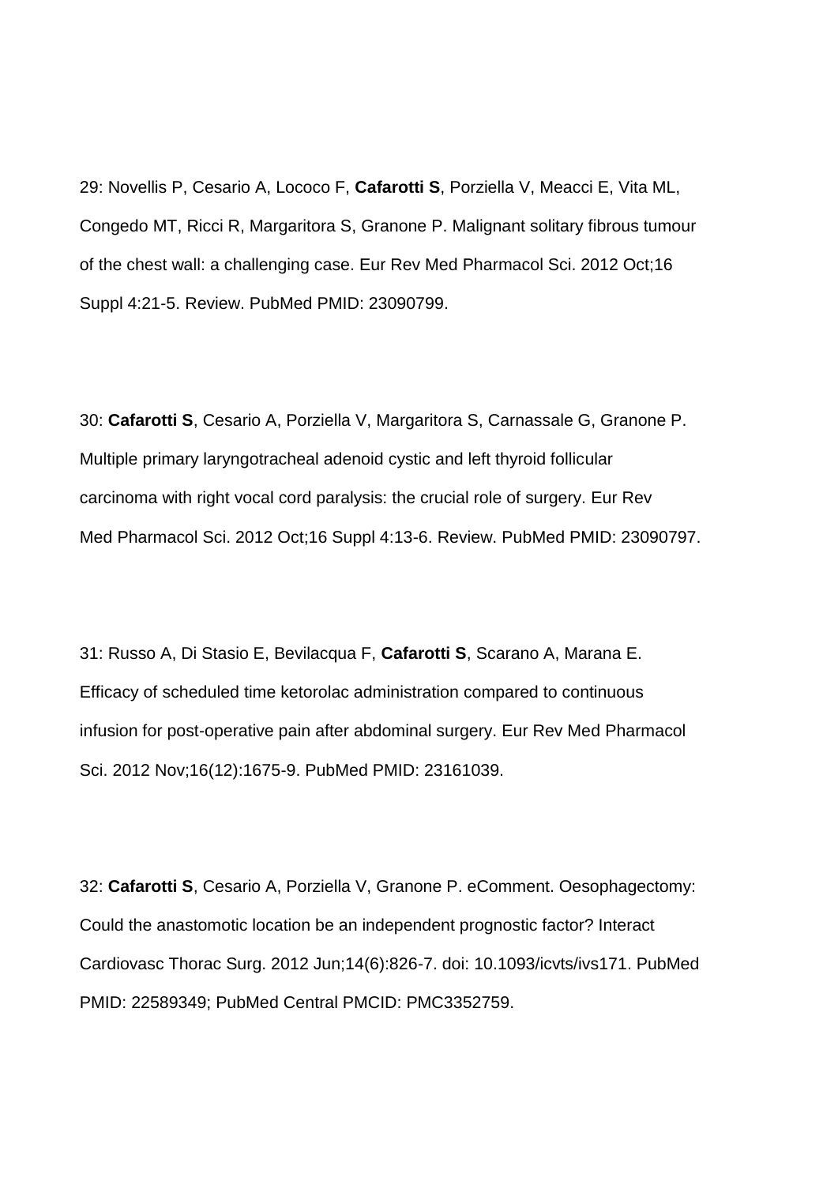29: Novellis P, Cesario A, Lococo F, **Cafarotti S**, Porziella V, Meacci E, Vita ML, Congedo MT, Ricci R, Margaritora S, Granone P. Malignant solitary fibrous tumour of the chest wall: a challenging case. Eur Rev Med Pharmacol Sci. 2012 Oct;16 Suppl 4:21-5. Review. PubMed PMID: 23090799.

30: **Cafarotti S**, Cesario A, Porziella V, Margaritora S, Carnassale G, Granone P. Multiple primary laryngotracheal adenoid cystic and left thyroid follicular carcinoma with right vocal cord paralysis: the crucial role of surgery. Eur Rev Med Pharmacol Sci. 2012 Oct;16 Suppl 4:13-6. Review. PubMed PMID: 23090797.

31: Russo A, Di Stasio E, Bevilacqua F, **Cafarotti S**, Scarano A, Marana E. Efficacy of scheduled time ketorolac administration compared to continuous infusion for post-operative pain after abdominal surgery. Eur Rev Med Pharmacol Sci. 2012 Nov;16(12):1675-9. PubMed PMID: 23161039.

32: **Cafarotti S**, Cesario A, Porziella V, Granone P. eComment. Oesophagectomy: Could the anastomotic location be an independent prognostic factor? Interact Cardiovasc Thorac Surg. 2012 Jun;14(6):826-7. doi: 10.1093/icvts/ivs171. PubMed PMID: 22589349; PubMed Central PMCID: PMC3352759.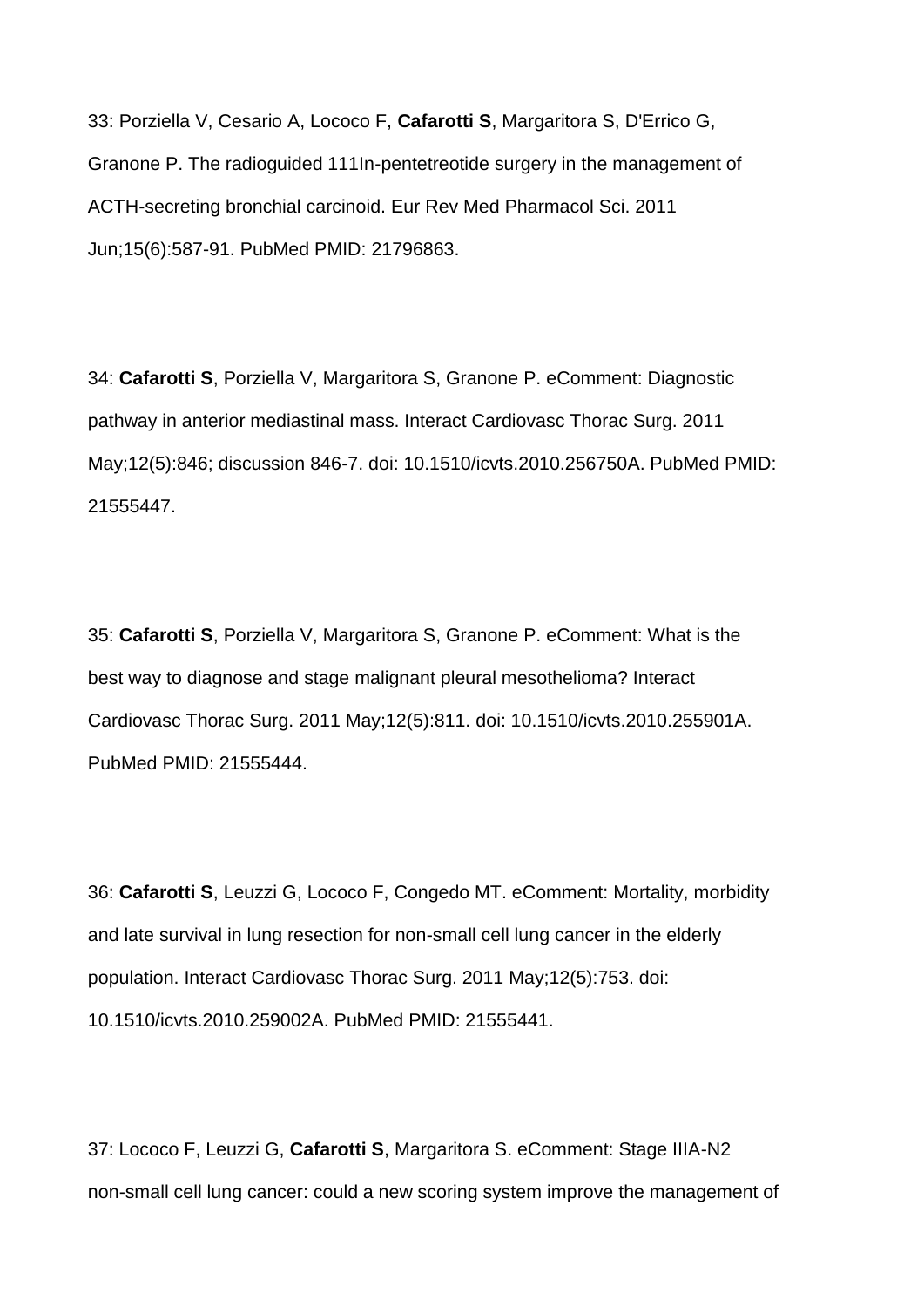33: Porziella V, Cesario A, Lococo F, **Cafarotti S**, Margaritora S, D'Errico G, Granone P. The radioguided 111In-pentetreotide surgery in the management of ACTH-secreting bronchial carcinoid. Eur Rev Med Pharmacol Sci. 2011 Jun;15(6):587-91. PubMed PMID: 21796863.

34: **Cafarotti S**, Porziella V, Margaritora S, Granone P. eComment: Diagnostic pathway in anterior mediastinal mass. Interact Cardiovasc Thorac Surg. 2011 May;12(5):846; discussion 846-7. doi: 10.1510/icvts.2010.256750A. PubMed PMID: 21555447.

35: **Cafarotti S**, Porziella V, Margaritora S, Granone P. eComment: What is the best way to diagnose and stage malignant pleural mesothelioma? Interact Cardiovasc Thorac Surg. 2011 May;12(5):811. doi: 10.1510/icvts.2010.255901A. PubMed PMID: 21555444.

36: **Cafarotti S**, Leuzzi G, Lococo F, Congedo MT. eComment: Mortality, morbidity and late survival in lung resection for non-small cell lung cancer in the elderly population. Interact Cardiovasc Thorac Surg. 2011 May;12(5):753. doi: 10.1510/icvts.2010.259002A. PubMed PMID: 21555441.

37: Lococo F, Leuzzi G, **Cafarotti S**, Margaritora S. eComment: Stage IIIA-N2 non-small cell lung cancer: could a new scoring system improve the management of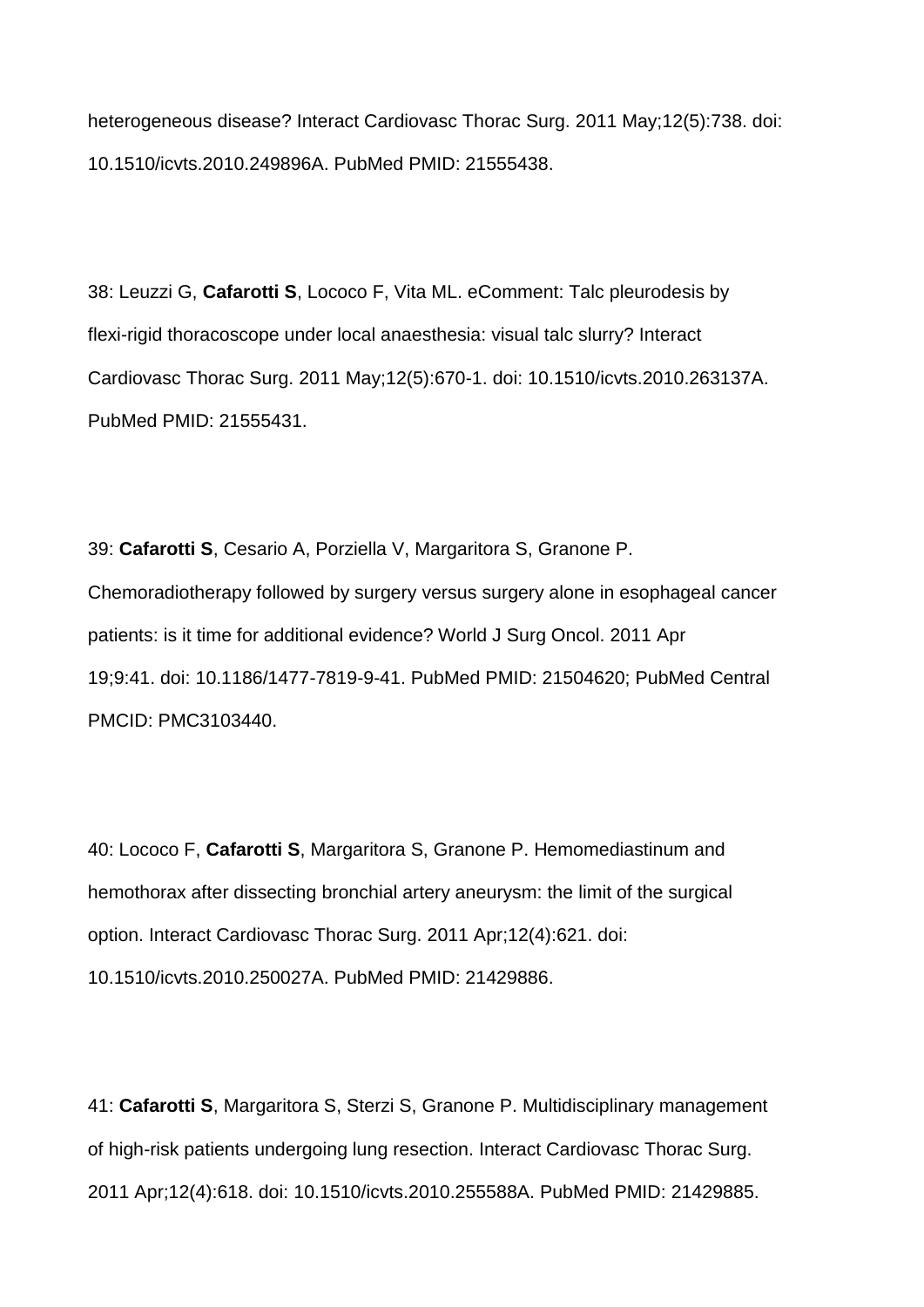heterogeneous disease? Interact Cardiovasc Thorac Surg. 2011 May;12(5):738. doi: 10.1510/icvts.2010.249896A. PubMed PMID: 21555438.

38: Leuzzi G, **Cafarotti S**, Lococo F, Vita ML. eComment: Talc pleurodesis by flexi-rigid thoracoscope under local anaesthesia: visual talc slurry? Interact Cardiovasc Thorac Surg. 2011 May;12(5):670-1. doi: 10.1510/icvts.2010.263137A. PubMed PMID: 21555431.

39: **Cafarotti S**, Cesario A, Porziella V, Margaritora S, Granone P. Chemoradiotherapy followed by surgery versus surgery alone in esophageal cancer patients: is it time for additional evidence? World J Surg Oncol. 2011 Apr 19;9:41. doi: 10.1186/1477-7819-9-41. PubMed PMID: 21504620; PubMed Central PMCID: PMC3103440.

40: Lococo F, **Cafarotti S**, Margaritora S, Granone P. Hemomediastinum and hemothorax after dissecting bronchial artery aneurysm: the limit of the surgical option. Interact Cardiovasc Thorac Surg. 2011 Apr;12(4):621. doi: 10.1510/icvts.2010.250027A. PubMed PMID: 21429886.

41: **Cafarotti S**, Margaritora S, Sterzi S, Granone P. Multidisciplinary management of high-risk patients undergoing lung resection. Interact Cardiovasc Thorac Surg. 2011 Apr;12(4):618. doi: 10.1510/icvts.2010.255588A. PubMed PMID: 21429885.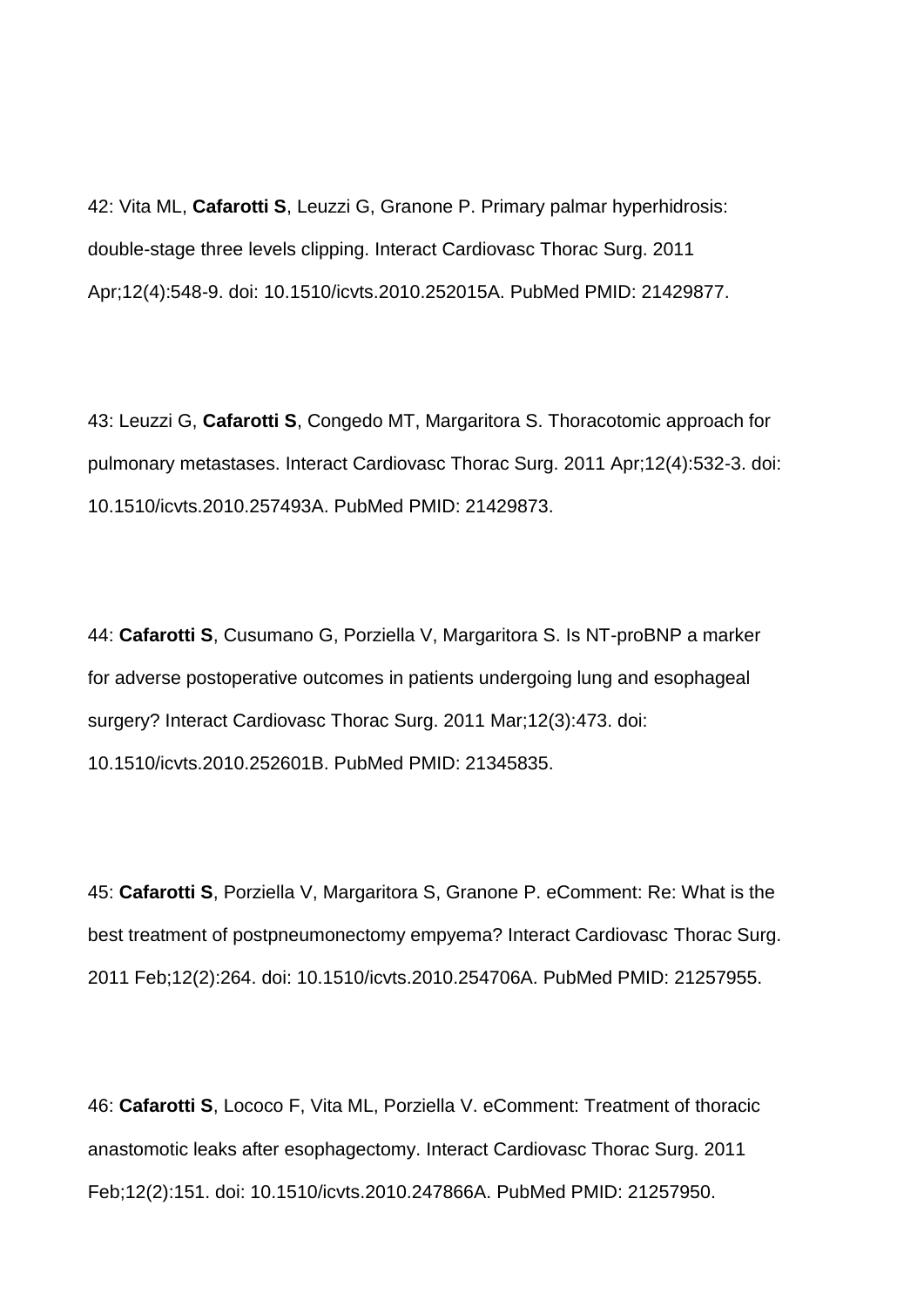42: Vita ML, **Cafarotti S**, Leuzzi G, Granone P. Primary palmar hyperhidrosis: double-stage three levels clipping. Interact Cardiovasc Thorac Surg. 2011 Apr;12(4):548-9. doi: 10.1510/icvts.2010.252015A. PubMed PMID: 21429877.

43: Leuzzi G, **Cafarotti S**, Congedo MT, Margaritora S. Thoracotomic approach for pulmonary metastases. Interact Cardiovasc Thorac Surg. 2011 Apr;12(4):532-3. doi: 10.1510/icvts.2010.257493A. PubMed PMID: 21429873.

44: **Cafarotti S**, Cusumano G, Porziella V, Margaritora S. Is NT-proBNP a marker for adverse postoperative outcomes in patients undergoing lung and esophageal surgery? Interact Cardiovasc Thorac Surg. 2011 Mar;12(3):473. doi: 10.1510/icvts.2010.252601B. PubMed PMID: 21345835.

45: **Cafarotti S**, Porziella V, Margaritora S, Granone P. eComment: Re: What is the best treatment of postpneumonectomy empyema? Interact Cardiovasc Thorac Surg. 2011 Feb;12(2):264. doi: 10.1510/icvts.2010.254706A. PubMed PMID: 21257955.

46: **Cafarotti S**, Lococo F, Vita ML, Porziella V. eComment: Treatment of thoracic anastomotic leaks after esophagectomy. Interact Cardiovasc Thorac Surg. 2011 Feb;12(2):151. doi: 10.1510/icvts.2010.247866A. PubMed PMID: 21257950.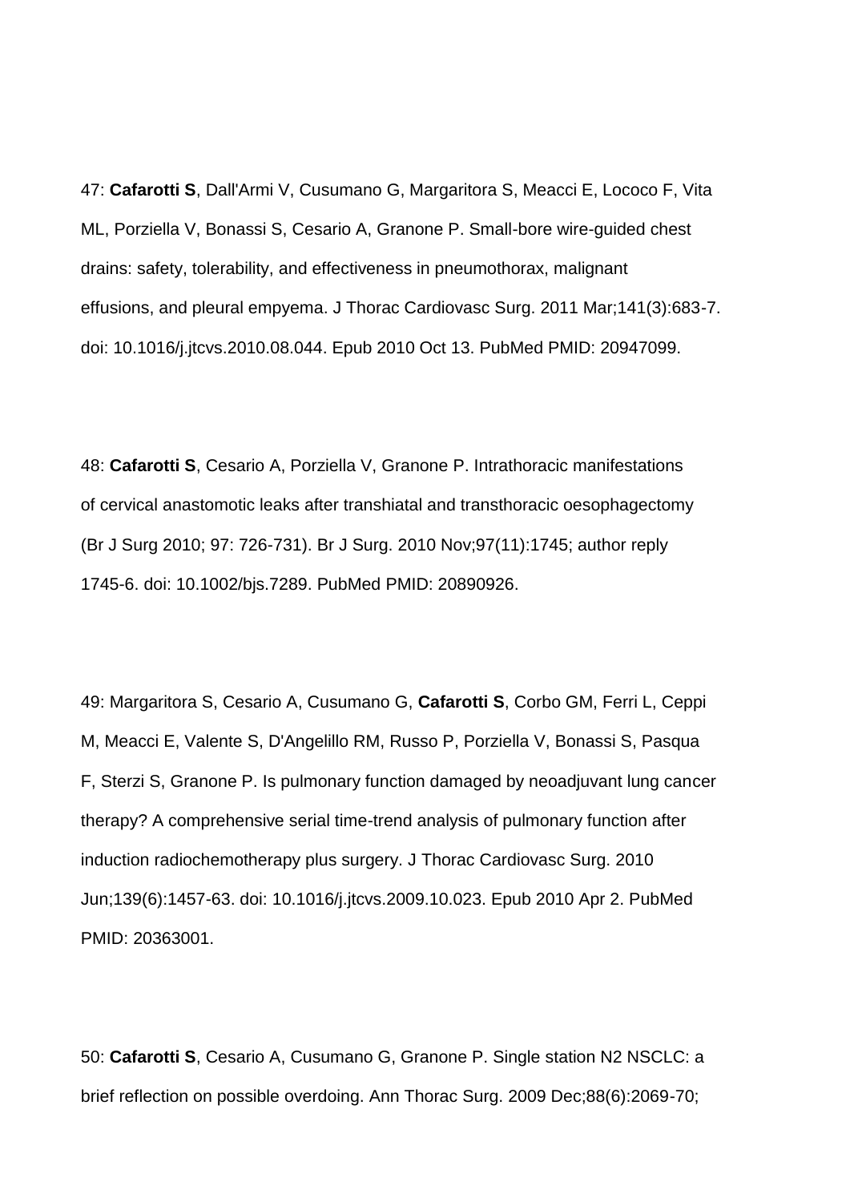47: **Cafarotti S**, Dall'Armi V, Cusumano G, Margaritora S, Meacci E, Lococo F, Vita ML, Porziella V, Bonassi S, Cesario A, Granone P. Small-bore wire-guided chest drains: safety, tolerability, and effectiveness in pneumothorax, malignant effusions, and pleural empyema. J Thorac Cardiovasc Surg. 2011 Mar;141(3):683-7. doi: 10.1016/j.jtcvs.2010.08.044. Epub 2010 Oct 13. PubMed PMID: 20947099.

48: **Cafarotti S**, Cesario A, Porziella V, Granone P. Intrathoracic manifestations of cervical anastomotic leaks after transhiatal and transthoracic oesophagectomy (Br J Surg 2010; 97: 726-731). Br J Surg. 2010 Nov;97(11):1745; author reply 1745-6. doi: 10.1002/bjs.7289. PubMed PMID: 20890926.

49: Margaritora S, Cesario A, Cusumano G, **Cafarotti S**, Corbo GM, Ferri L, Ceppi M, Meacci E, Valente S, D'Angelillo RM, Russo P, Porziella V, Bonassi S, Pasqua F, Sterzi S, Granone P. Is pulmonary function damaged by neoadjuvant lung cancer therapy? A comprehensive serial time-trend analysis of pulmonary function after induction radiochemotherapy plus surgery. J Thorac Cardiovasc Surg. 2010 Jun;139(6):1457-63. doi: 10.1016/j.jtcvs.2009.10.023. Epub 2010 Apr 2. PubMed PMID: 20363001.

50: **Cafarotti S**, Cesario A, Cusumano G, Granone P. Single station N2 NSCLC: a brief reflection on possible overdoing. Ann Thorac Surg. 2009 Dec;88(6):2069-70;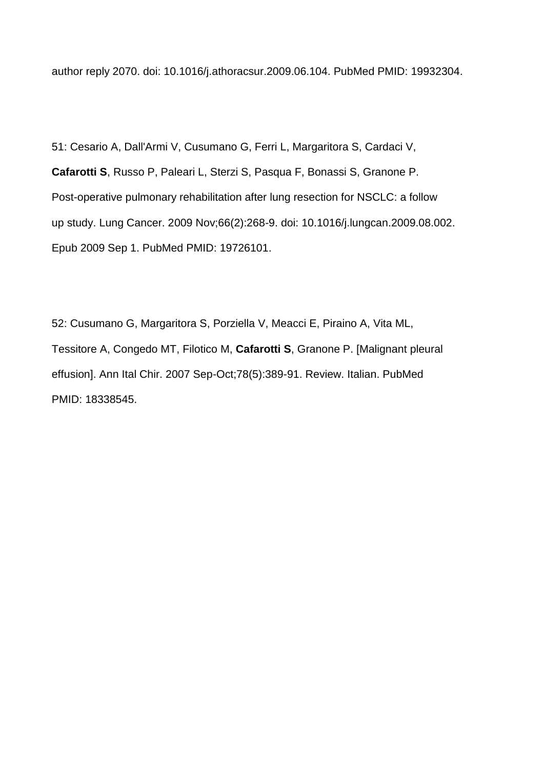author reply 2070. doi: 10.1016/j.athoracsur.2009.06.104. PubMed PMID: 19932304.

51: Cesario A, Dall'Armi V, Cusumano G, Ferri L, Margaritora S, Cardaci V, **Cafarotti S**, Russo P, Paleari L, Sterzi S, Pasqua F, Bonassi S, Granone P. Post-operative pulmonary rehabilitation after lung resection for NSCLC: a follow up study. Lung Cancer. 2009 Nov;66(2):268-9. doi: 10.1016/j.lungcan.2009.08.002. Epub 2009 Sep 1. PubMed PMID: 19726101.

52: Cusumano G, Margaritora S, Porziella V, Meacci E, Piraino A, Vita ML, Tessitore A, Congedo MT, Filotico M, **Cafarotti S**, Granone P. [Malignant pleural effusion]. Ann Ital Chir. 2007 Sep-Oct;78(5):389-91. Review. Italian. PubMed PMID: 18338545.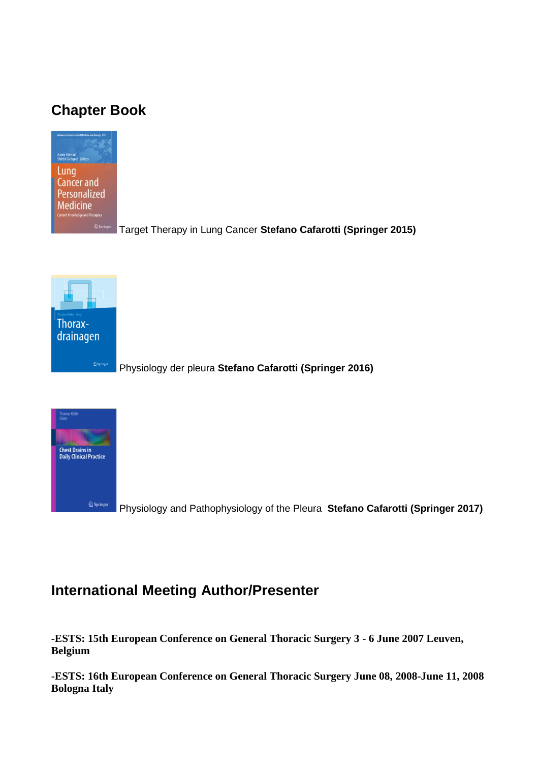## Chapter Book

Target Therapy in Lung Cancer **Stefano Cafarotti (Springer 2015)**

Physiology der pleura **Stefano Cafarotti (Springer 2016)**

Physiology and Pathophysiology of the Pleura **Stefano Cafarotti (Springer 2017)**

## International Meeting Author/Presenter

**-ESTS: 15th European Conference on General Thoracic Surgery 3 - 6 June 2007 Leuven, Belgium**

**-ESTS: 16th European Conference on General Thoracic Surgery June 08, 2008-June 11, 2008 Bologna Italy**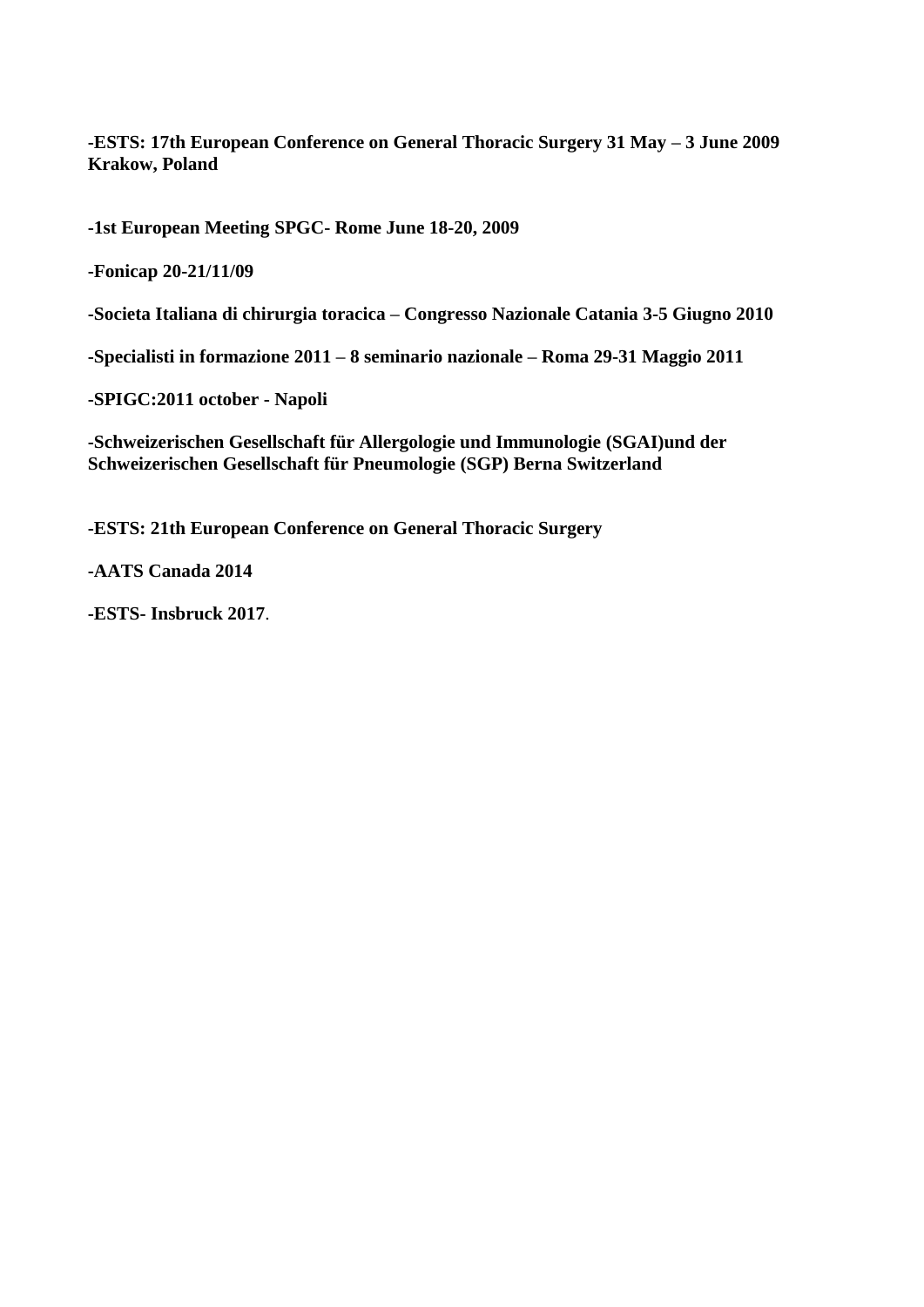**-ESTS: 17th European Conference on General Thoracic Surgery 31 May – 3 June 2009 Krakow, Poland**

**-1st European Meeting SPGC- Rome June 18-20, 2009**

**-Fonicap 20-21/11/09**

**-Societa Italiana di chirurgia toracica – Congresso Nazionale Catania 3-5 Giugno 2010**

**-Specialisti in formazione 2011 – 8 seminario nazionale – Roma 29-31 Maggio 2011**

**-SPIGC:2011 october - Napoli**

**-Schweizerischen Gesellschaft für Allergologie und Immunologie (SGAI)und der Schweizerischen Gesellschaft für Pneumologie (SGP) Berna Switzerland**

**-ESTS: 21th European Conference on General Thoracic Surgery**

**-AATS Canada 2014**

**-ESTS- Insbruck 2017**.